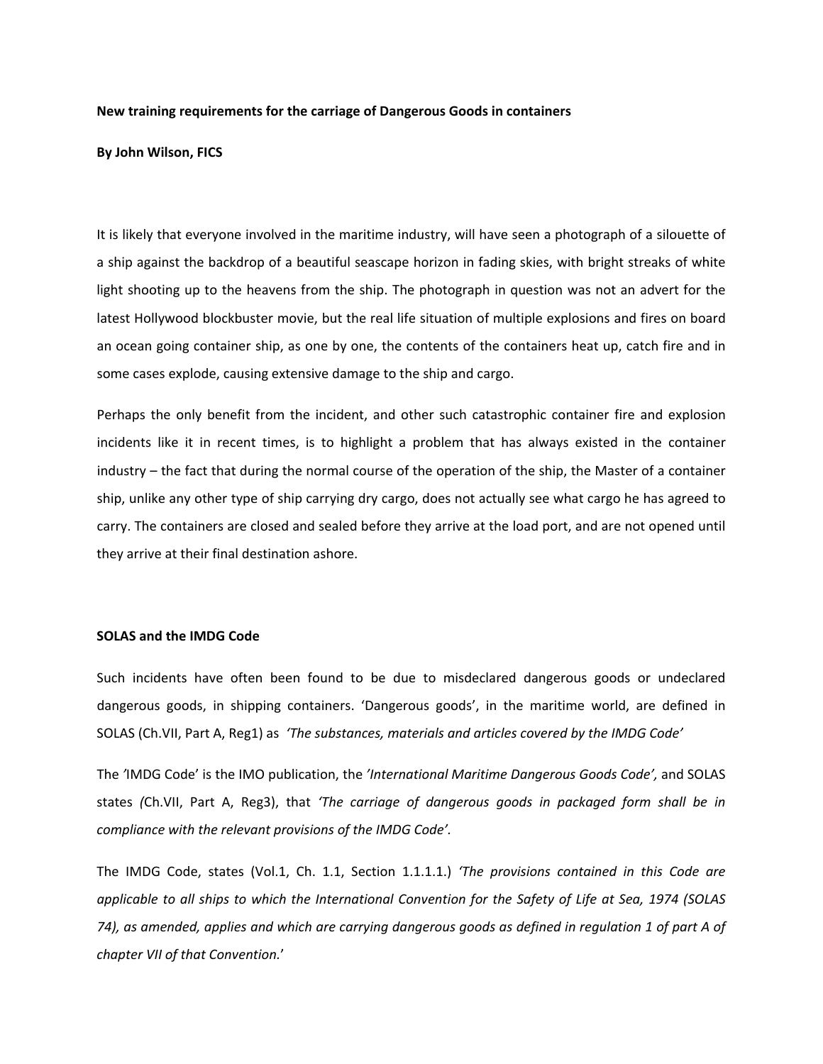**New training requirements for the carriage of Dangerous Goods in containers**

**By John Wilson, FICS**

It is likely that everyone involved in the maritime industry, will have seen a photograph of a silouette of a ship against the backdrop of a beautiful seascape horizon in fading skies, with bright streaks of white light shooting up to the heavens from the ship. The photograph in question was not an advert for the latest Hollywood blockbuster movie, but the real life situation of multiple explosions and fires on board an ocean going container ship, as one by one, the contents of the containers heat up, catch fire and in some cases explode, causing extensive damage to the ship and cargo.

Perhaps the only benefit from the incident, and other such catastrophic container fire and explosion incidents like it in recent times, is to highlight a problem that has always existed in the container industry – the fact that during the normal course of the operation of the ship, the Master of a container ship, unlike any other type of ship carrying dry cargo, does not actually see what cargo he has agreed to carry. The containers are closed and sealed before they arrive at the load port, and are not opened until they arrive at their final destination ashore.

**SOLAS and the IMDG Code**

Such incidents have often been found to be due to misdeclared dangerous goods or undeclared dangerous goods, in shipping containers. 'Dangerous goods', in the maritime world, are defined in SOLAS (Ch.VII, Part A, Reg1) as *'The substances, materials and articles covered by the IMDG Code'*

The 'IMDG Code' is the IMO publication, the *'International Maritime Dangerous Goods Code'*, and SOLAS states (Ch.VII, Part A, Reg3), that *'The carriage of dangerous goods in packaged form shall be in compliance with the relevant provisions of the IMDG Code'*.

The IMDG Code, states (Vol.1, Ch. 1.1, Section 1.1.1.1.) *'The provisions contained in this Code are applicable to all ships to which the International Convention for the Safety of Life at Sea, 1974 (SOLAS 74), as amended, applies and which are carrying dangerous goods as defined in regulation 1 of part A of chapter VII of that Convention.'*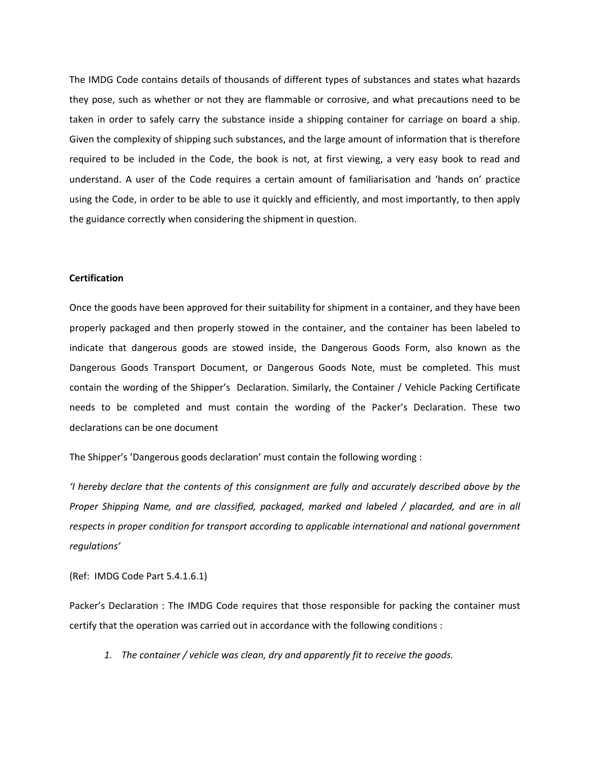The IMDG Code contains details of thousands of different types of substances and states what hazards they pose, such as whether or not they are flammable or corrosive, and what precautions need to be taken in order to safely carry the substance inside a shipping container for carriage on board a ship. Given the complexity of shipping such substances, and the large amount of information that is therefore required to be included in the Code, the book is not, at first viewing, a very easy book to read and understand. A user of the Code requires a certain amount of familiarisation and 'hands on' practice using the Code, in order to be able to use it quickly and efficiently, and most importantly, to then apply the guidance correctly when considering the shipment in question.

**Certification**

Once the goods have been approved for their suitability for shipment in a container, and they have been properly packaged and then properly stowed in the container, and the container has been labeled to indicate that dangerous goods are stowed inside, the Dangerous Goods Form, also known as the Dangerous Goods Transport Document, or Dangerous Goods Note, must be completed. This must contain the wording of the Shipper's Declaration. Similarly, the Container / Vehicle Packing Certificate needs to be completed and must contain the wording of the Packer's Declaration. These two declarations can be one document

The Shipper's 'Dangerous goods declaration' must contain the following wording :

*'I hereby declare that the contents of this consignment are fully and accurately described above by the Proper Shipping Name, and are classified, packaged, marked and labeled / placarded, and are in all respects in proper condition for transport according to applicable international and national government regulations'*

(Ref: IMDG Code Part 5.4.1.6.1)

Packer's Declaration : The IMDG Code requires that those responsible for packing the container must certify that the operation was carried out in accordance with the following conditions :

1. *The container / vehicle was clean, dry and apparently fit to receive the goods.*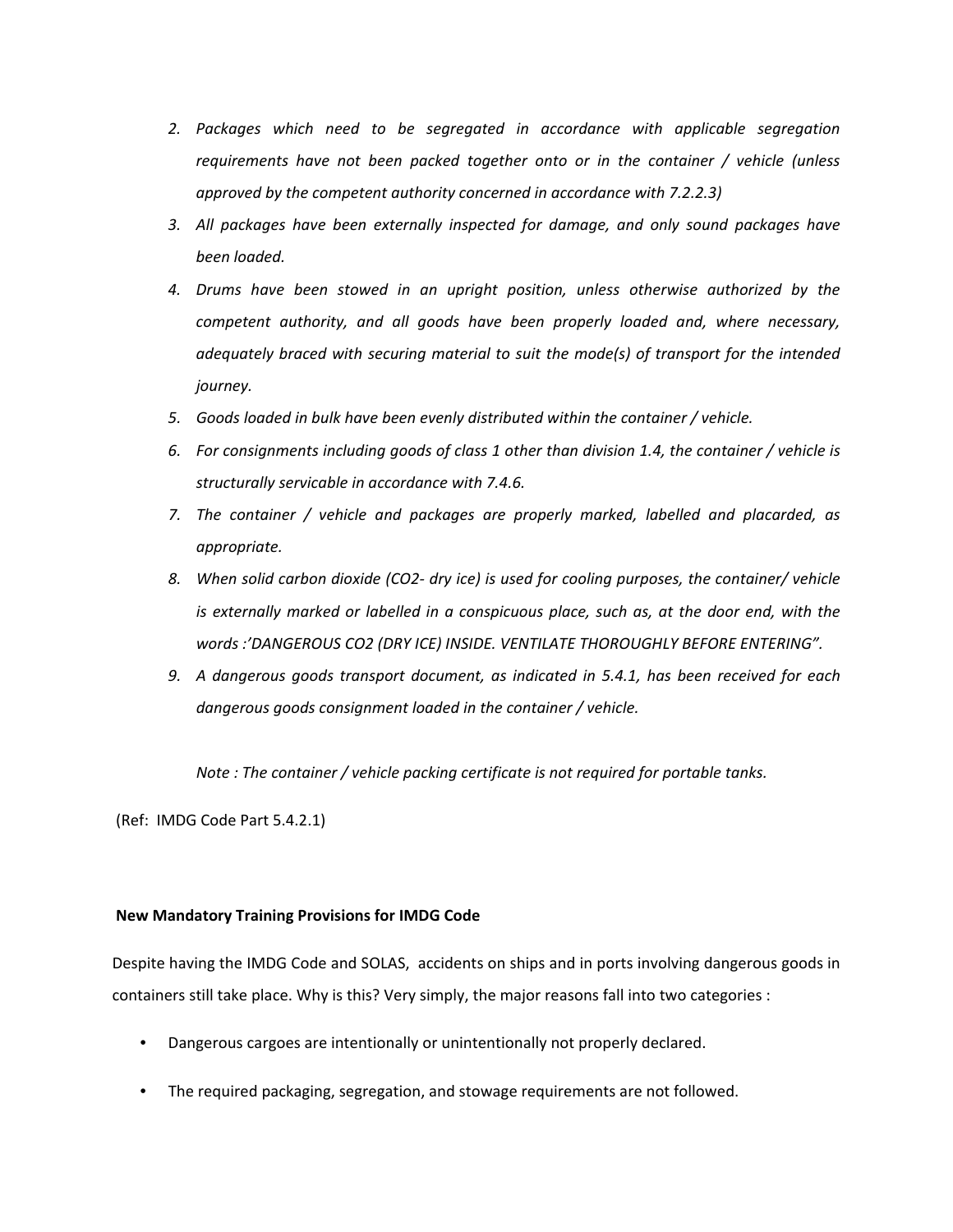2. *Packages which need to be segregated in accordance with applicable segregation requirements have not been packed together onto or in the container / vehicle (unless approved by the competent authority concerned in accordance with 7.2.2.3)*
3. *All packages have been externally inspected for damage, and only sound packages have been loaded.*
4. *Drums have been stowed in an upright position, unless otherwise authorized by the competent authority, and all goods have been properly loaded and, where necessary, adequately braced with securing material to suit the mode(s) of transport for the intended journey.*
5. *Goods loaded in bulk have been evenly distributed within the container / vehicle.*
6. *For consignments including goods of class 1 other than division 1.4, the container / vehicle is structurally servicable in accordance with 7.4.6.*
7. *The container / vehicle and packages are properly marked, labelled and placarded, as appropriate.*
8. *When solid carbon dioxide ($CO_2$- dry ice) is used for cooling purposes, the container/ vehicle is externally marked or labelled in a conspicuous place, such as, at the door end, with the words :'DANGEROUS $CO_2$ (DRY ICE) INSIDE. VENTILATE THOROUGHLY BEFORE ENTERING".*
9. *A dangerous goods transport document, as indicated in 5.4.1, has been received for each dangerous goods consignment loaded in the container / vehicle.*

*Note : The container / vehicle packing certificate is not required for portable tanks.*

(Ref: IMDG Code Part 5.4.2.1)

**New Mandatory Training Provisions for IMDG Code**

Despite having the IMDG Code and SOLAS, accidents on ships and in ports involving dangerous goods in containers still take place. Why is this? Very simply, the major reasons fall into two categories :

- Dangerous cargoes are intentionally or unintentionally not properly declared.
- The required packaging, segregation, and stowage requirements are not followed.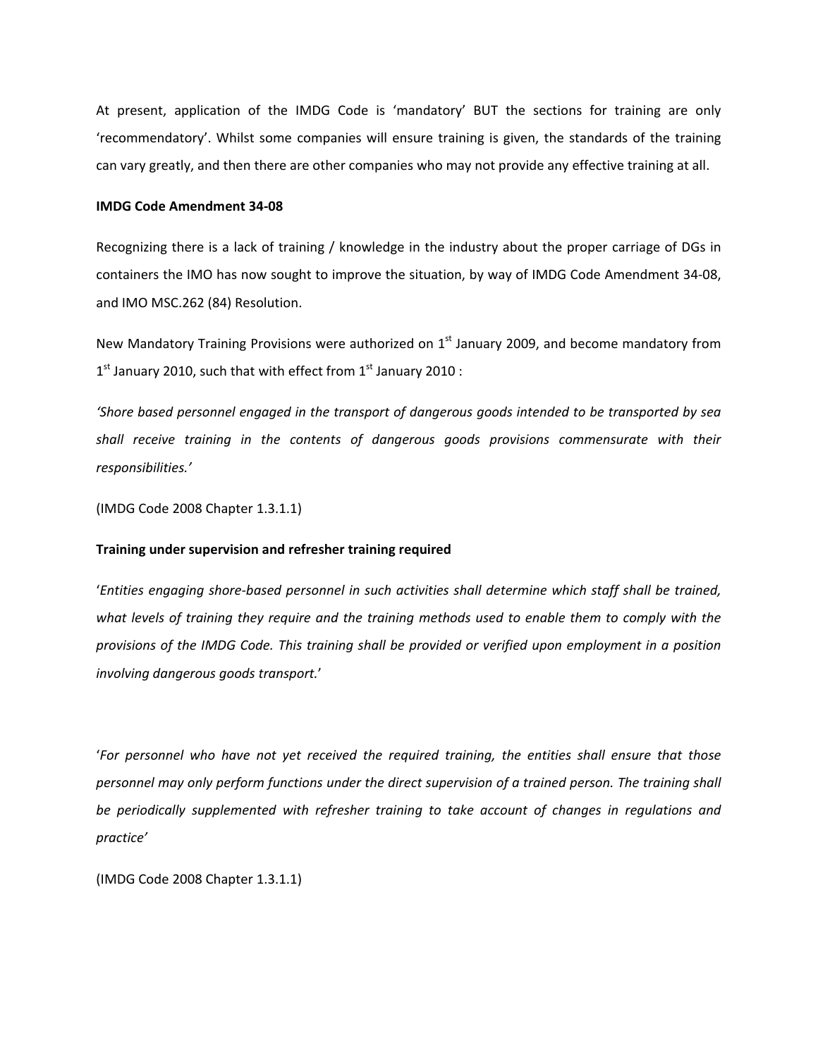At present, application of the IMDG Code is 'mandatory' BUT the sections for training are only 'recommendatory'. Whilst some companies will ensure training is given, the standards of the training can vary greatly, and then there are other companies who may not provide any effective training at all.

**IMDG Code Amendment 34-08**

Recognizing there is a lack of training / knowledge in the industry about the proper carriage of DGs in containers the IMO has now sought to improve the situation, by way of IMDG Code Amendment 34-08, and IMO MSC.262 (84) Resolution.

New Mandatory Training Provisions were authorized on 1st January 2009, and become mandatory from 1st January 2010, such that with effect from 1st January 2010 :

*'Shore based personnel engaged in the transport of dangerous goods intended to be transported by sea shall receive training in the contents of dangerous goods provisions commensurate with their responsibilities.'*

(IMDG Code 2008 Chapter 1.3.1.1)

**Training under supervision and refresher training required**

'*Entities engaging shore-based personnel in such activities shall determine which staff shall be trained, what levels of training they require and the training methods used to enable them to comply with the provisions of the IMDG Code. This training shall be provided or verified upon employment in a position involving dangerous goods transport.*'

'*For personnel who have not yet received the required training, the entities shall ensure that those personnel may only perform functions under the direct supervision of a trained person. The training shall be periodically supplemented with refresher training to take account of changes in regulations and practice'*

(IMDG Code 2008 Chapter 1.3.1.1)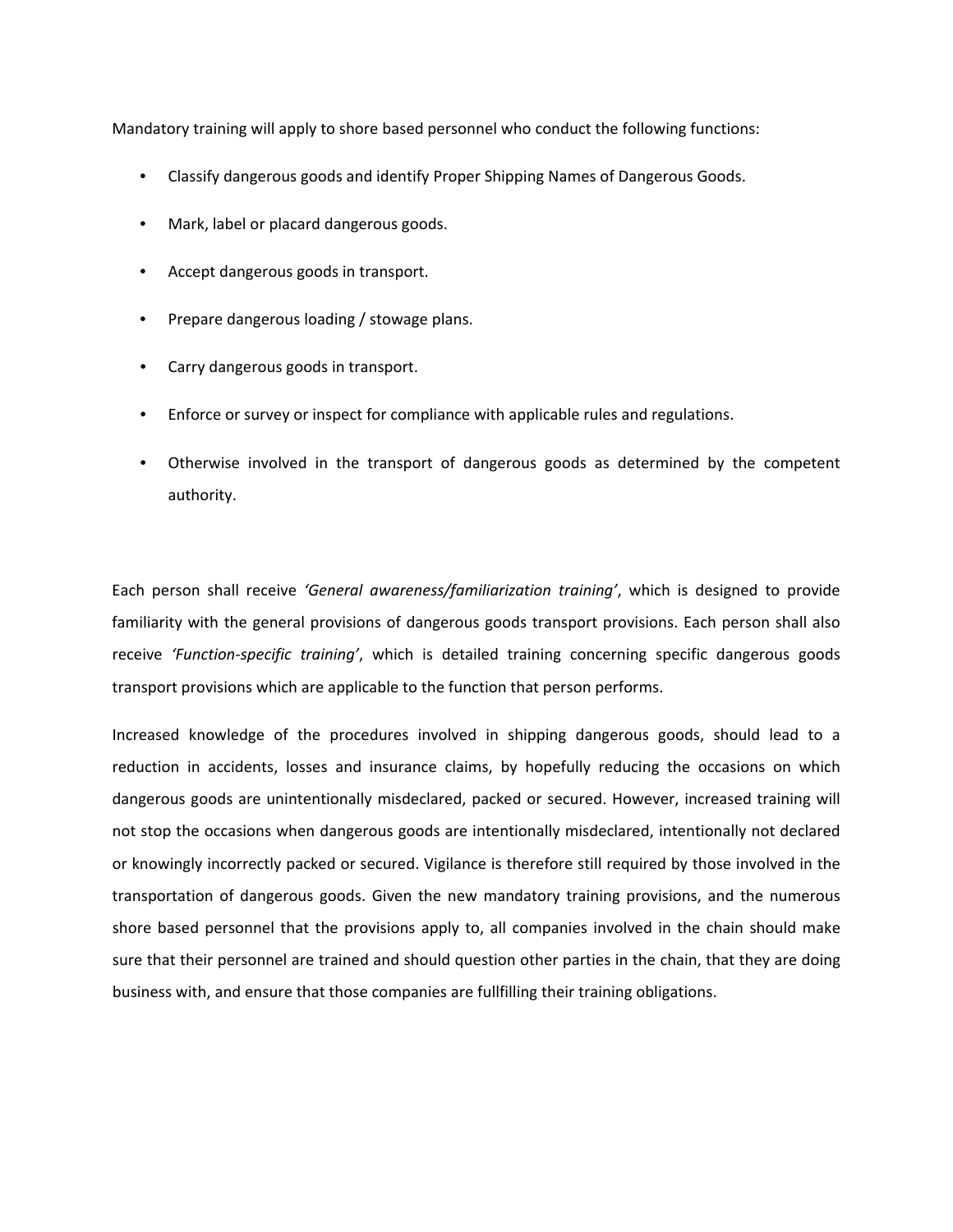Mandatory training will apply to shore based personnel who conduct the following functions:

- Classify dangerous goods and identify Proper Shipping Names of Dangerous Goods.
- Mark, label or placard dangerous goods.
- Accept dangerous goods in transport.
- Prepare dangerous loading / stowage plans.
- Carry dangerous goods in transport.
- Enforce or survey or inspect for compliance with applicable rules and regulations.
- Otherwise involved in the transport of dangerous goods as determined by the competent authority.

Each person shall receive *'General awareness/familiarization training'*, which is designed to provide familiarity with the general provisions of dangerous goods transport provisions. Each person shall also receive *'Function-specific training'*, which is detailed training concerning specific dangerous goods transport provisions which are applicable to the function that person performs.

Increased knowledge of the procedures involved in shipping dangerous goods, should lead to a reduction in accidents, losses and insurance claims, by hopefully reducing the occasions on which dangerous goods are unintentionally misdeclared, packed or secured. However, increased training will not stop the occasions when dangerous goods are intentionally misdeclared, intentionally not declared or knowingly incorrectly packed or secured. Vigilance is therefore still required by those involved in the transportation of dangerous goods. Given the new mandatory training provisions, and the numerous shore based personnel that the provisions apply to, all companies involved in the chain should make sure that their personnel are trained and should question other parties in the chain, that they are doing business with, and ensure that those companies are fullfilling their training obligations.